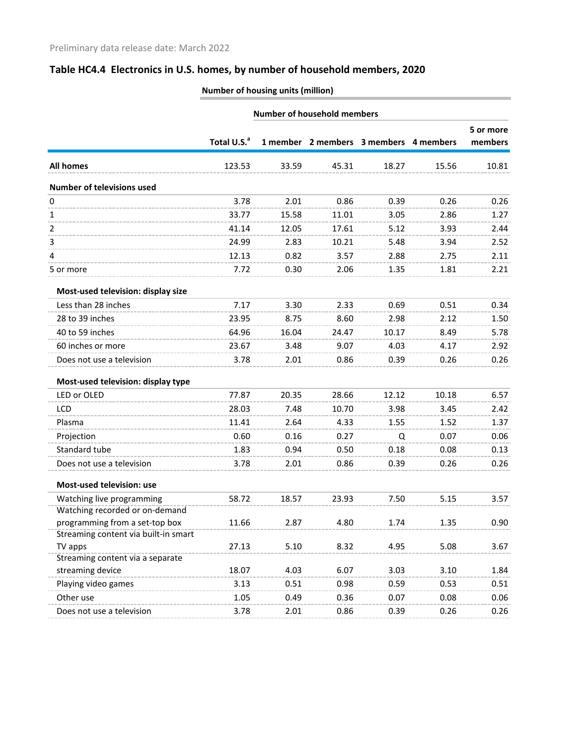Preliminary data release date: March 2022

## Table HC4.4 Electronics in U.S. homes, by number of household members, 2020

| | Number of housing units (million) | | | | | |
|---|---|---|---|---|---|---|
| | | Number of household members | | | | |
| | Total U.S.[a] | 1 member | 2 members | 3 members | 4 members | 5 or more members |
| **All homes** | 123.53 | 33.59 | 45.31 | 18.27 | 15.56 | 10.81 |
| **Number of televisions used** | | | | | | |
| 0 | 3.78 | 2.01 | 0.86 | 0.39 | 0.26 | 0.26 |
| 1 | 33.77 | 15.58 | 11.01 | 3.05 | 2.86 | 1.27 |
| 2 | 41.14 | 12.05 | 17.61 | 5.12 | 3.93 | 2.44 |
| 3 | 24.99 | 2.83 | 10.21 | 5.48 | 3.94 | 2.52 |
| 4 | 12.13 | 0.82 | 3.57 | 2.88 | 2.75 | 2.11 |
| 5 or more | 7.72 | 0.30 | 2.06 | 1.35 | 1.81 | 2.21 |
| **Most-used television: display size** | | | | | | |
| Less than 28 inches | 7.17 | 3.30 | 2.33 | 0.69 | 0.51 | 0.34 |
| 28 to 39 inches | 23.95 | 8.75 | 8.60 | 2.98 | 2.12 | 1.50 |
| 40 to 59 inches | 64.96 | 16.04 | 24.47 | 10.17 | 8.49 | 5.78 |
| 60 inches or more | 23.67 | 3.48 | 9.07 | 4.03 | 4.17 | 2.92 |
| Does not use a television | 3.78 | 2.01 | 0.86 | 0.39 | 0.26 | 0.26 |
| **Most-used television: display type** | | | | | | |
| LED or OLED | 77.87 | 20.35 | 28.66 | 12.12 | 10.18 | 6.57 |
| LCD | 28.03 | 7.48 | 10.70 | 3.98 | 3.45 | 2.42 |
| Plasma | 11.41 | 2.64 | 4.33 | 1.55 | 1.52 | 1.37 |
| Projection | 0.60 | 0.16 | 0.27 | Q | 0.07 | 0.06 |
| Standard tube | 1.83 | 0.94 | 0.50 | 0.18 | 0.08 | 0.13 |
| Does not use a television | 3.78 | 2.01 | 0.86 | 0.39 | 0.26 | 0.26 |
| **Most-used television: use** | | | | | | |
| Watching live programming | 58.72 | 18.57 | 23.93 | 7.50 | 5.15 | 3.57 |
| Watching recorded or on-demand programming from a set-top box | 11.66 | 2.87 | 4.80 | 1.74 | 1.35 | 0.90 |
| Streaming content via built-in smart TV apps | 27.13 | 5.10 | 8.32 | 4.95 | 5.08 | 3.67 |
| Streaming content via a separate streaming device | 18.07 | 4.03 | 6.07 | 3.03 | 3.10 | 1.84 |
| Playing video games | 3.13 | 0.51 | 0.98 | 0.59 | 0.53 | 0.51 |
| Other use | 1.05 | 0.49 | 0.36 | 0.07 | 0.08 | 0.06 |
| Does not use a television | 3.78 | 2.01 | 0.86 | 0.39 | 0.26 | 0.26 |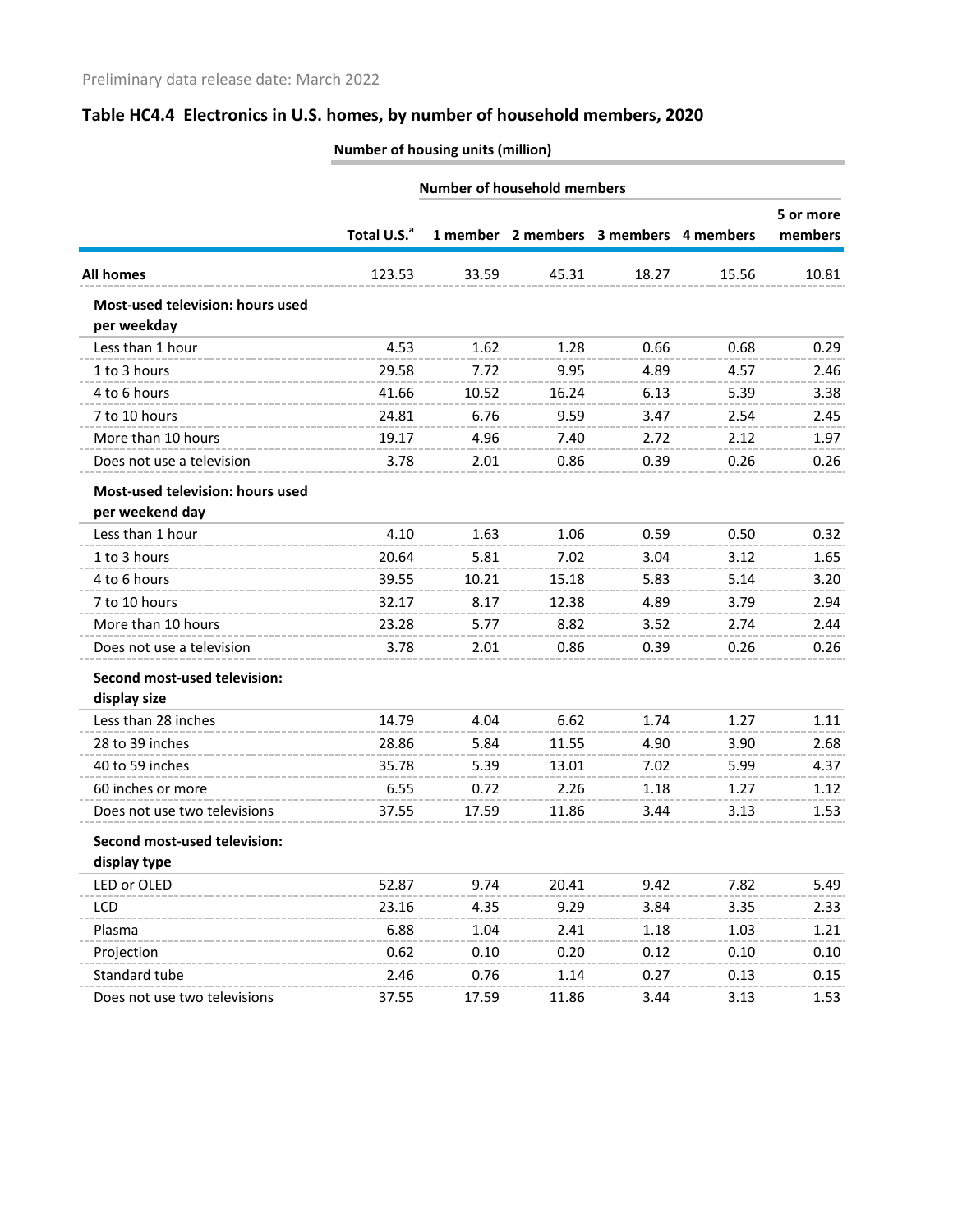Preliminary data release date: March 2022

## Table HC4.4 Electronics in U.S. homes, by number of household members, 2020

| | Number of housing units (million) | | | | | |
|---|---|---|---|---|---|---|
| | | Number of household members | | | | |
| | Total U.S.[a] | 1 member | 2 members | 3 members | 4 members | 5 or more members |
| **All homes** | 123.53 | 33.59 | 45.31 | 18.27 | 15.56 | 10.81 |
| **Most-used television: hours used per weekday** | | | | | | |
| Less than 1 hour | 4.53 | 1.62 | 1.28 | 0.66 | 0.68 | 0.29 |
| 1 to 3 hours | 29.58 | 7.72 | 9.95 | 4.89 | 4.57 | 2.46 |
| 4 to 6 hours | 41.66 | 10.52 | 16.24 | 6.13 | 5.39 | 3.38 |
| 7 to 10 hours | 24.81 | 6.76 | 9.59 | 3.47 | 2.54 | 2.45 |
| More than 10 hours | 19.17 | 4.96 | 7.40 | 2.72 | 2.12 | 1.97 |
| Does not use a television | 3.78 | 2.01 | 0.86 | 0.39 | 0.26 | 0.26 |
| **Most-used television: hours used per weekend day** | | | | | | |
| Less than 1 hour | 4.10 | 1.63 | 1.06 | 0.59 | 0.50 | 0.32 |
| 1 to 3 hours | 20.64 | 5.81 | 7.02 | 3.04 | 3.12 | 1.65 |
| 4 to 6 hours | 39.55 | 10.21 | 15.18 | 5.83 | 5.14 | 3.20 |
| 7 to 10 hours | 32.17 | 8.17 | 12.38 | 4.89 | 3.79 | 2.94 |
| More than 10 hours | 23.28 | 5.77 | 8.82 | 3.52 | 2.74 | 2.44 |
| Does not use a television | 3.78 | 2.01 | 0.86 | 0.39 | 0.26 | 0.26 |
| **Second most-used television: display size** | | | | | | |
| Less than 28 inches | 14.79 | 4.04 | 6.62 | 1.74 | 1.27 | 1.11 |
| 28 to 39 inches | 28.86 | 5.84 | 11.55 | 4.90 | 3.90 | 2.68 |
| 40 to 59 inches | 35.78 | 5.39 | 13.01 | 7.02 | 5.99 | 4.37 |
| 60 inches or more | 6.55 | 0.72 | 2.26 | 1.18 | 1.27 | 1.12 |
| Does not use two televisions | 37.55 | 17.59 | 11.86 | 3.44 | 3.13 | 1.53 |
| **Second most-used television: display type** | | | | | | |
| LED or OLED | 52.87 | 9.74 | 20.41 | 9.42 | 7.82 | 5.49 |
| LCD | 23.16 | 4.35 | 9.29 | 3.84 | 3.35 | 2.33 |
| Plasma | 6.88 | 1.04 | 2.41 | 1.18 | 1.03 | 1.21 |
| Projection | 0.62 | 0.10 | 0.20 | 0.12 | 0.10 | 0.10 |
| Standard tube | 2.46 | 0.76 | 1.14 | 0.27 | 0.13 | 0.15 |
| Does not use two televisions | 37.55 | 17.59 | 11.86 | 3.44 | 3.13 | 1.53 |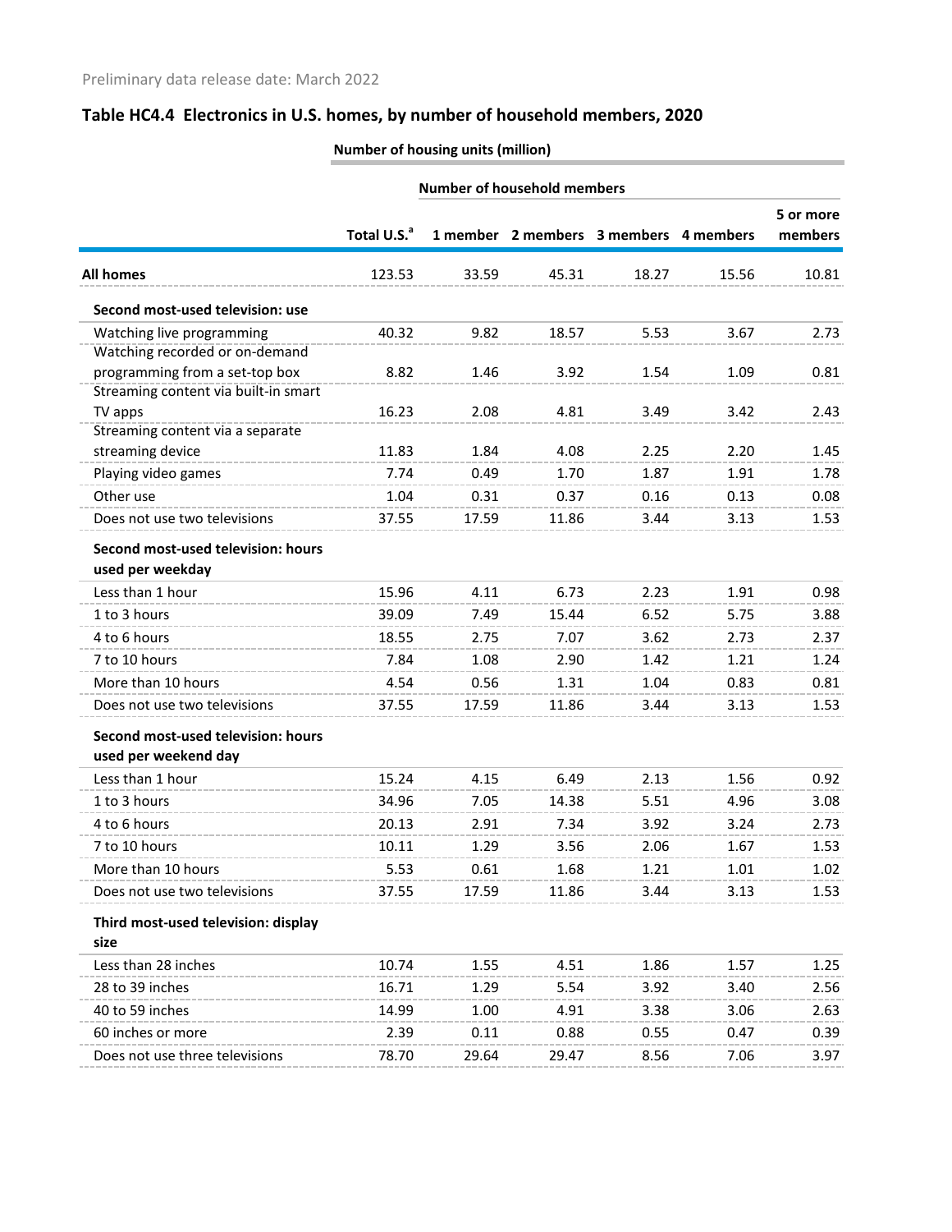Preliminary data release date: March 2022

## Table HC4.4 Electronics in U.S. homes, by number of household members, 2020

| | Number of housing units (million) | | | | | |
|---|---|---|---|---|---|---|
| | | Number of household members | | | | |
| | Total U.S.[a] | 1 member | 2 members | 3 members | 4 members | 5 or more members |
| **All homes** | 123.53 | 33.59 | 45.31 | 18.27 | 15.56 | 10.81 |
| **Second most-used television: use** | | | | | | |
| Watching live programming | 40.32 | 9.82 | 18.57 | 5.53 | 3.67 | 2.73 |
| Watching recorded or on-demand programming from a set-top box | 8.82 | 1.46 | 3.92 | 1.54 | 1.09 | 0.81 |
| Streaming content via built-in smart TV apps | 16.23 | 2.08 | 4.81 | 3.49 | 3.42 | 2.43 |
| Streaming content via a separate streaming device | 11.83 | 1.84 | 4.08 | 2.25 | 2.20 | 1.45 |
| Playing video games | 7.74 | 0.49 | 1.70 | 1.87 | 1.91 | 1.78 |
| Other use | 1.04 | 0.31 | 0.37 | 0.16 | 0.13 | 0.08 |
| Does not use two televisions | 37.55 | 17.59 | 11.86 | 3.44 | 3.13 | 1.53 |
| **Second most-used television: hours used per weekday** | | | | | | |
| Less than 1 hour | 15.96 | 4.11 | 6.73 | 2.23 | 1.91 | 0.98 |
| 1 to 3 hours | 39.09 | 7.49 | 15.44 | 6.52 | 5.75 | 3.88 |
| 4 to 6 hours | 18.55 | 2.75 | 7.07 | 3.62 | 2.73 | 2.37 |
| 7 to 10 hours | 7.84 | 1.08 | 2.90 | 1.42 | 1.21 | 1.24 |
| More than 10 hours | 4.54 | 0.56 | 1.31 | 1.04 | 0.83 | 0.81 |
| Does not use two televisions | 37.55 | 17.59 | 11.86 | 3.44 | 3.13 | 1.53 |
| **Second most-used television: hours used per weekend day** | | | | | | |
| Less than 1 hour | 15.24 | 4.15 | 6.49 | 2.13 | 1.56 | 0.92 |
| 1 to 3 hours | 34.96 | 7.05 | 14.38 | 5.51 | 4.96 | 3.08 |
| 4 to 6 hours | 20.13 | 2.91 | 7.34 | 3.92 | 3.24 | 2.73 |
| 7 to 10 hours | 10.11 | 1.29 | 3.56 | 2.06 | 1.67 | 1.53 |
| More than 10 hours | 5.53 | 0.61 | 1.68 | 1.21 | 1.01 | 1.02 |
| Does not use two televisions | 37.55 | 17.59 | 11.86 | 3.44 | 3.13 | 1.53 |
| **Third most-used television: display size** | | | | | | |
| Less than 28 inches | 10.74 | 1.55 | 4.51 | 1.86 | 1.57 | 1.25 |
| 28 to 39 inches | 16.71 | 1.29 | 5.54 | 3.92 | 3.40 | 2.56 |
| 40 to 59 inches | 14.99 | 1.00 | 4.91 | 3.38 | 3.06 | 2.63 |
| 60 inches or more | 2.39 | 0.11 | 0.88 | 0.55 | 0.47 | 0.39 |
| Does not use three televisions | 78.70 | 29.64 | 29.47 | 8.56 | 7.06 | 3.97 |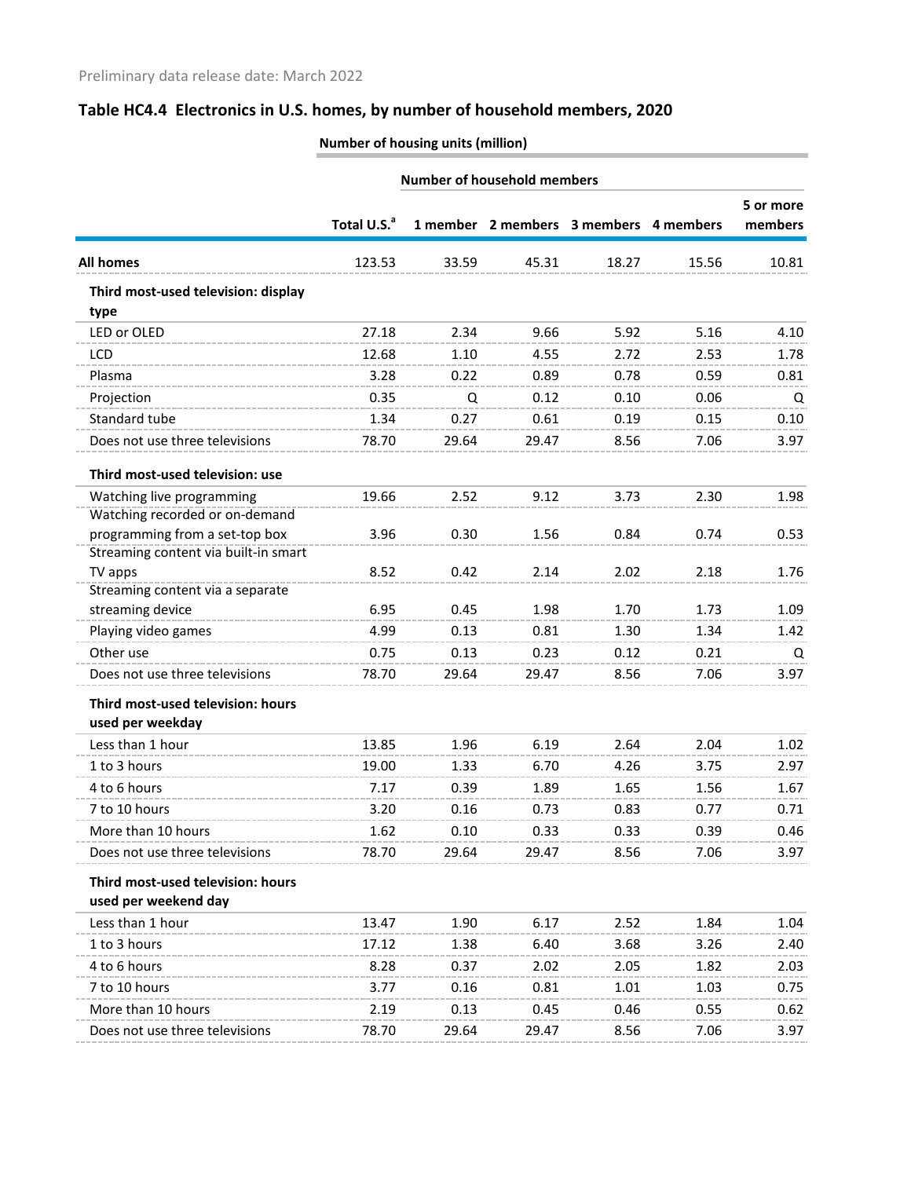Preliminary data release date: March 2022

## Table HC4.4 Electronics in U.S. homes, by number of household members, 2020

| | Number of housing units (million) | | | | | |
|---|---|---|---|---|---|---|
| | | Number of household members | | | | |
| | Total U.S.[a] | 1 member | 2 members | 3 members | 4 members | 5 or more members |
| **All homes** | 123.53 | 33.59 | 45.31 | 18.27 | 15.56 | 10.81 |
| **Third most-used television: display type** | | | | | | |
| LED or OLED | 27.18 | 2.34 | 9.66 | 5.92 | 5.16 | 4.10 |
| LCD | 12.68 | 1.10 | 4.55 | 2.72 | 2.53 | 1.78 |
| Plasma | 3.28 | 0.22 | 0.89 | 0.78 | 0.59 | 0.81 |
| Projection | 0.35 | Q | 0.12 | 0.10 | 0.06 | Q |
| Standard tube | 1.34 | 0.27 | 0.61 | 0.19 | 0.15 | 0.10 |
| Does not use three televisions | 78.70 | 29.64 | 29.47 | 8.56 | 7.06 | 3.97 |
| **Third most-used television: use** | | | | | | |
| Watching live programming | 19.66 | 2.52 | 9.12 | 3.73 | 2.30 | 1.98 |
| Watching recorded or on-demand programming from a set-top box | 3.96 | 0.30 | 1.56 | 0.84 | 0.74 | 0.53 |
| Streaming content via built-in smart TV apps | 8.52 | 0.42 | 2.14 | 2.02 | 2.18 | 1.76 |
| Streaming content via a separate streaming device | 6.95 | 0.45 | 1.98 | 1.70 | 1.73 | 1.09 |
| Playing video games | 4.99 | 0.13 | 0.81 | 1.30 | 1.34 | 1.42 |
| Other use | 0.75 | 0.13 | 0.23 | 0.12 | 0.21 | Q |
| Does not use three televisions | 78.70 | 29.64 | 29.47 | 8.56 | 7.06 | 3.97 |
| **Third most-used television: hours used per weekday** | | | | | | |
| Less than 1 hour | 13.85 | 1.96 | 6.19 | 2.64 | 2.04 | 1.02 |
| 1 to 3 hours | 19.00 | 1.33 | 6.70 | 4.26 | 3.75 | 2.97 |
| 4 to 6 hours | 7.17 | 0.39 | 1.89 | 1.65 | 1.56 | 1.67 |
| 7 to 10 hours | 3.20 | 0.16 | 0.73 | 0.83 | 0.77 | 0.71 |
| More than 10 hours | 1.62 | 0.10 | 0.33 | 0.33 | 0.39 | 0.46 |
| Does not use three televisions | 78.70 | 29.64 | 29.47 | 8.56 | 7.06 | 3.97 |
| **Third most-used television: hours used per weekend day** | | | | | | |
| Less than 1 hour | 13.47 | 1.90 | 6.17 | 2.52 | 1.84 | 1.04 |
| 1 to 3 hours | 17.12 | 1.38 | 6.40 | 3.68 | 3.26 | 2.40 |
| 4 to 6 hours | 8.28 | 0.37 | 2.02 | 2.05 | 1.82 | 2.03 |
| 7 to 10 hours | 3.77 | 0.16 | 0.81 | 1.01 | 1.03 | 0.75 |
| More than 10 hours | 2.19 | 0.13 | 0.45 | 0.46 | 0.55 | 0.62 |
| Does not use three televisions | 78.70 | 29.64 | 29.47 | 8.56 | 7.06 | 3.97 |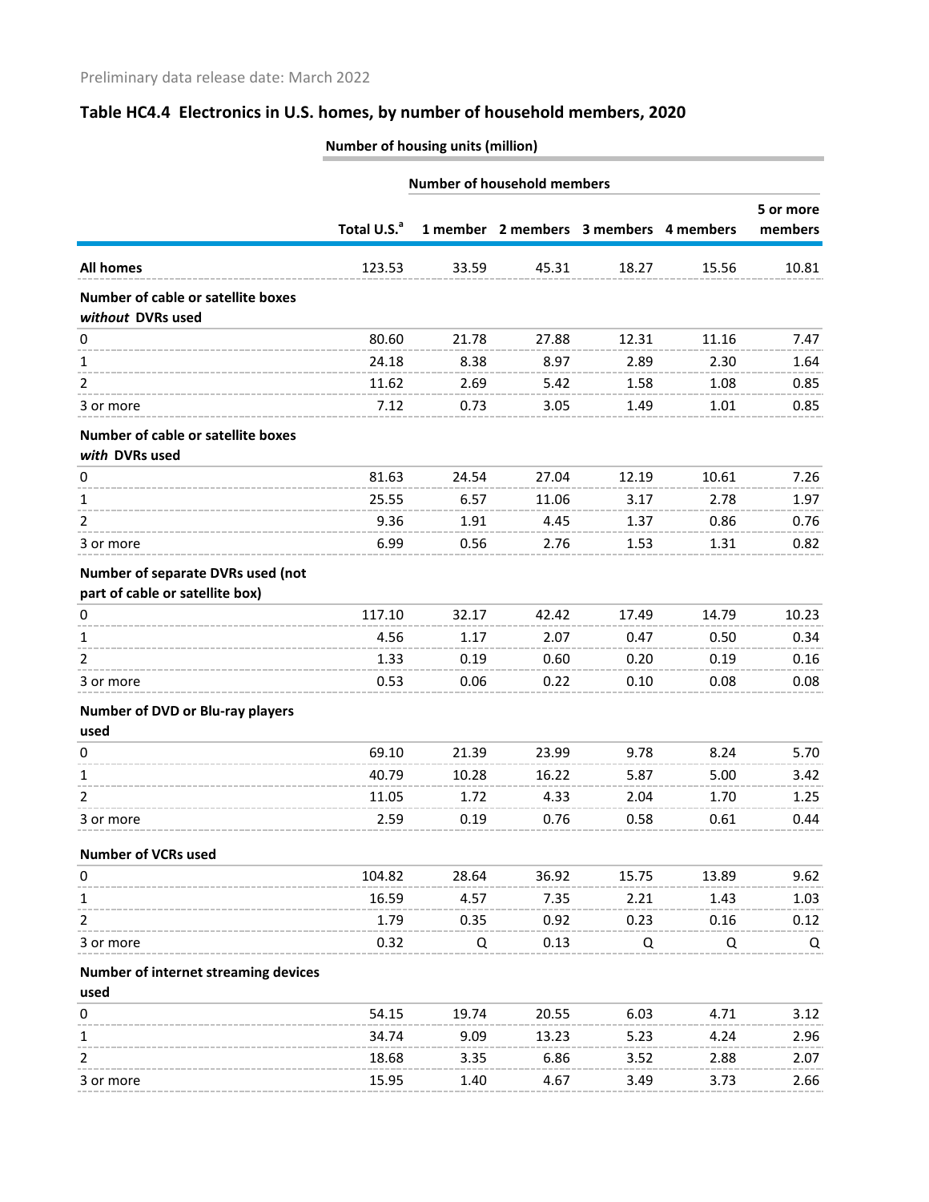Preliminary data release date: March 2022

## Table HC4.4 Electronics in U.S. homes, by number of household members, 2020

| | Number of housing units (million) | | | | | |
|---|---|---|---|---|---|---|
| | | Number of household members | | | | |
| | Total U.S.[a] | 1 member | 2 members | 3 members | 4 members | 5 or more members |
| **All homes** | 123.53 | 33.59 | 45.31 | 18.27 | 15.56 | 10.81 |
| **Number of cable or satellite boxes *without* DVRs used** | | | | | | |
| 0 | 80.60 | 21.78 | 27.88 | 12.31 | 11.16 | 7.47 |
| 1 | 24.18 | 8.38 | 8.97 | 2.89 | 2.30 | 1.64 |
| 2 | 11.62 | 2.69 | 5.42 | 1.58 | 1.08 | 0.85 |
| 3 or more | 7.12 | 0.73 | 3.05 | 1.49 | 1.01 | 0.85 |
| **Number of cable or satellite boxes *with* DVRs used** | | | | | | |
| 0 | 81.63 | 24.54 | 27.04 | 12.19 | 10.61 | 7.26 |
| 1 | 25.55 | 6.57 | 11.06 | 3.17 | 2.78 | 1.97 |
| 2 | 9.36 | 1.91 | 4.45 | 1.37 | 0.86 | 0.76 |
| 3 or more | 6.99 | 0.56 | 2.76 | 1.53 | 1.31 | 0.82 |
| **Number of separate DVRs used (not part of cable or satellite box)** | | | | | | |
| 0 | 117.10 | 32.17 | 42.42 | 17.49 | 14.79 | 10.23 |
| 1 | 4.56 | 1.17 | 2.07 | 0.47 | 0.50 | 0.34 |
| 2 | 1.33 | 0.19 | 0.60 | 0.20 | 0.19 | 0.16 |
| 3 or more | 0.53 | 0.06 | 0.22 | 0.10 | 0.08 | 0.08 |
| **Number of DVD or Blu-ray players used** | | | | | | |
| 0 | 69.10 | 21.39 | 23.99 | 9.78 | 8.24 | 5.70 |
| 1 | 40.79 | 10.28 | 16.22 | 5.87 | 5.00 | 3.42 |
| 2 | 11.05 | 1.72 | 4.33 | 2.04 | 1.70 | 1.25 |
| 3 or more | 2.59 | 0.19 | 0.76 | 0.58 | 0.61 | 0.44 |
| **Number of VCRs used** | | | | | | |
| 0 | 104.82 | 28.64 | 36.92 | 15.75 | 13.89 | 9.62 |
| 1 | 16.59 | 4.57 | 7.35 | 2.21 | 1.43 | 1.03 |
| 2 | 1.79 | 0.35 | 0.92 | 0.23 | 0.16 | 0.12 |
| 3 or more | 0.32 | Q | 0.13 | Q | Q | Q |
| **Number of internet streaming devices used** | | | | | | |
| 0 | 54.15 | 19.74 | 20.55 | 6.03 | 4.71 | 3.12 |
| 1 | 34.74 | 9.09 | 13.23 | 5.23 | 4.24 | 2.96 |
| 2 | 18.68 | 3.35 | 6.86 | 3.52 | 2.88 | 2.07 |
| 3 or more | 15.95 | 1.40 | 4.67 | 3.49 | 3.73 | 2.66 |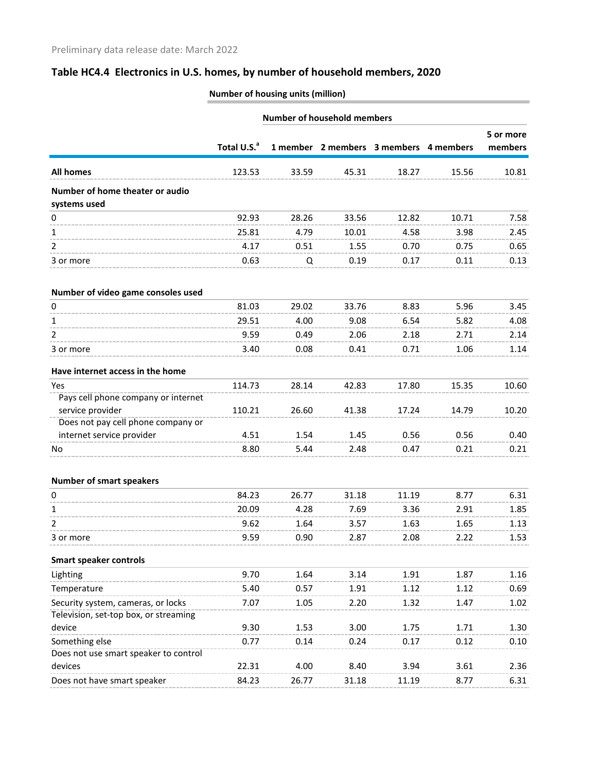Preliminary data release date: March 2022

## Table HC4.4 Electronics in U.S. homes, by number of household members, 2020

| | Number of housing units (million) | | | | | |
|---|---|---|---|---|---|---|
| | | Number of household members | | | | |
| | Total U.S.[a] | 1 member | 2 members | 3 members | 4 members | 5 or more members |
| **All homes** | 123.53 | 33.59 | 45.31 | 18.27 | 15.56 | 10.81 |
| **Number of home theater or audio systems used** | | | | | | |
| 0 | 92.93 | 28.26 | 33.56 | 12.82 | 10.71 | 7.58 |
| 1 | 25.81 | 4.79 | 10.01 | 4.58 | 3.98 | 2.45 |
| 2 | 4.17 | 0.51 | 1.55 | 0.70 | 0.75 | 0.65 |
| 3 or more | 0.63 | Q | 0.19 | 0.17 | 0.11 | 0.13 |
| **Number of video game consoles used** | | | | | | |
| 0 | 81.03 | 29.02 | 33.76 | 8.83 | 5.96 | 3.45 |
| 1 | 29.51 | 4.00 | 9.08 | 6.54 | 5.82 | 4.08 |
| 2 | 9.59 | 0.49 | 2.06 | 2.18 | 2.71 | 2.14 |
| 3 or more | 3.40 | 0.08 | 0.41 | 0.71 | 1.06 | 1.14 |
| **Have internet access in the home** | | | | | | |
| Yes | 114.73 | 28.14 | 42.83 | 17.80 | 15.35 | 10.60 |
| Pays cell phone company or internet service provider | 110.21 | 26.60 | 41.38 | 17.24 | 14.79 | 10.20 |
| Does not pay cell phone company or internet service provider | 4.51 | 1.54 | 1.45 | 0.56 | 0.56 | 0.40 |
| No | 8.80 | 5.44 | 2.48 | 0.47 | 0.21 | 0.21 |
| **Number of smart speakers** | | | | | | |
| 0 | 84.23 | 26.77 | 31.18 | 11.19 | 8.77 | 6.31 |
| 1 | 20.09 | 4.28 | 7.69 | 3.36 | 2.91 | 1.85 |
| 2 | 9.62 | 1.64 | 3.57 | 1.63 | 1.65 | 1.13 |
| 3 or more | 9.59 | 0.90 | 2.87 | 2.08 | 2.22 | 1.53 |
| **Smart speaker controls** | | | | | | |
| Lighting | 9.70 | 1.64 | 3.14 | 1.91 | 1.87 | 1.16 |
| Temperature | 5.40 | 0.57 | 1.91 | 1.12 | 1.12 | 0.69 |
| Security system, cameras, or locks | 7.07 | 1.05 | 2.20 | 1.32 | 1.47 | 1.02 |
| Television, set-top box, or streaming device | 9.30 | 1.53 | 3.00 | 1.75 | 1.71 | 1.30 |
| Something else | 0.77 | 0.14 | 0.24 | 0.17 | 0.12 | 0.10 |
| Does not use smart speaker to control devices | 22.31 | 4.00 | 8.40 | 3.94 | 3.61 | 2.36 |
| Does not have smart speaker | 84.23 | 26.77 | 31.18 | 11.19 | 8.77 | 6.31 |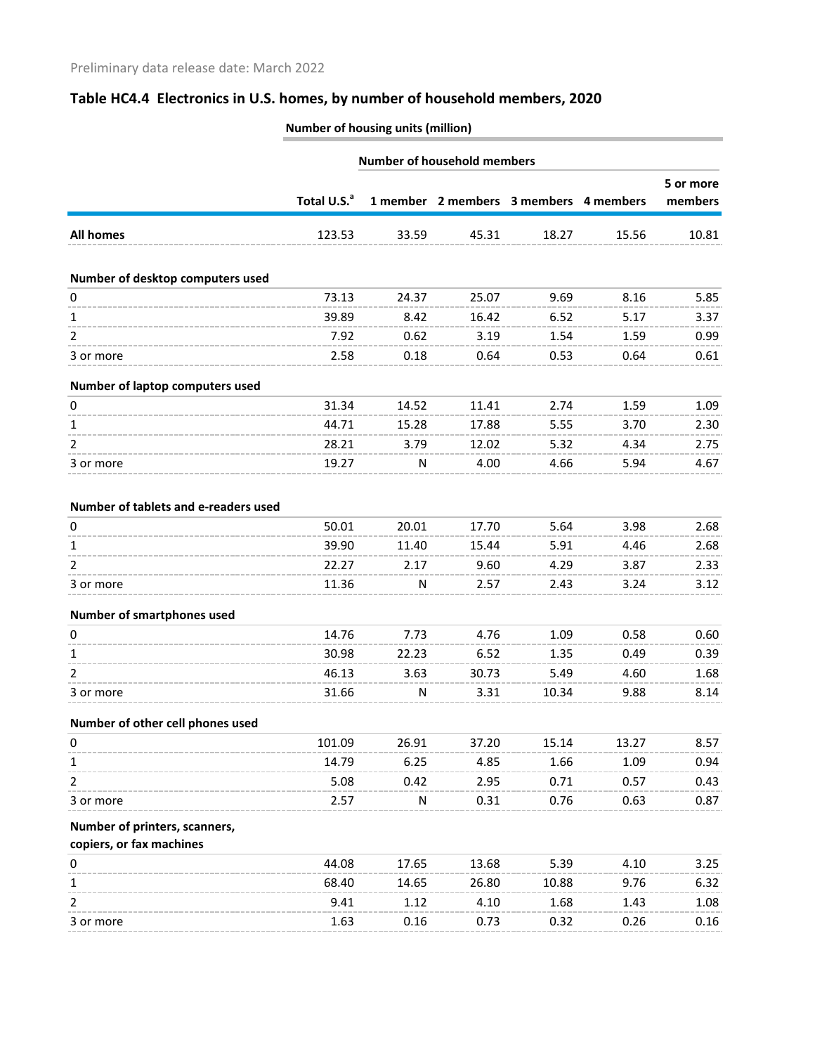Preliminary data release date: March 2022

## Table HC4.4 Electronics in U.S. homes, by number of household members, 2020

| | Number of housing units (million) | | | | | |
|---|---|---|---|---|---|---|
| | | Number of household members | | | | |
| | Total U.S.[a] | 1 member | 2 members | 3 members | 4 members | 5 or more members |
| **All homes** | 123.53 | 33.59 | 45.31 | 18.27 | 15.56 | 10.81 |
| **Number of desktop computers used** | | | | | | |
| 0 | 73.13 | 24.37 | 25.07 | 9.69 | 8.16 | 5.85 |
| 1 | 39.89 | 8.42 | 16.42 | 6.52 | 5.17 | 3.37 |
| 2 | 7.92 | 0.62 | 3.19 | 1.54 | 1.59 | 0.99 |
| 3 or more | 2.58 | 0.18 | 0.64 | 0.53 | 0.64 | 0.61 |
| **Number of laptop computers used** | | | | | | |
| 0 | 31.34 | 14.52 | 11.41 | 2.74 | 1.59 | 1.09 |
| 1 | 44.71 | 15.28 | 17.88 | 5.55 | 3.70 | 2.30 |
| 2 | 28.21 | 3.79 | 12.02 | 5.32 | 4.34 | 2.75 |
| 3 or more | 19.27 | N | 4.00 | 4.66 | 5.94 | 4.67 |
| **Number of tablets and e-readers used** | | | | | | |
| 0 | 50.01 | 20.01 | 17.70 | 5.64 | 3.98 | 2.68 |
| 1 | 39.90 | 11.40 | 15.44 | 5.91 | 4.46 | 2.68 |
| 2 | 22.27 | 2.17 | 9.60 | 4.29 | 3.87 | 2.33 |
| 3 or more | 11.36 | N | 2.57 | 2.43 | 3.24 | 3.12 |
| **Number of smartphones used** | | | | | | |
| 0 | 14.76 | 7.73 | 4.76 | 1.09 | 0.58 | 0.60 |
| 1 | 30.98 | 22.23 | 6.52 | 1.35 | 0.49 | 0.39 |
| 2 | 46.13 | 3.63 | 30.73 | 5.49 | 4.60 | 1.68 |
| 3 or more | 31.66 | N | 3.31 | 10.34 | 9.88 | 8.14 |
| **Number of other cell phones used** | | | | | | |
| 0 | 101.09 | 26.91 | 37.20 | 15.14 | 13.27 | 8.57 |
| 1 | 14.79 | 6.25 | 4.85 | 1.66 | 1.09 | 0.94 |
| 2 | 5.08 | 0.42 | 2.95 | 0.71 | 0.57 | 0.43 |
| 3 or more | 2.57 | N | 0.31 | 0.76 | 0.63 | 0.87 |
| **Number of printers, scanners, copiers, or fax machines** | | | | | | |
| 0 | 44.08 | 17.65 | 13.68 | 5.39 | 4.10 | 3.25 |
| 1 | 68.40 | 14.65 | 26.80 | 10.88 | 9.76 | 6.32 |
| 2 | 9.41 | 1.12 | 4.10 | 1.68 | 1.43 | 1.08 |
| 3 or more | 1.63 | 0.16 | 0.73 | 0.32 | 0.26 | 0.16 |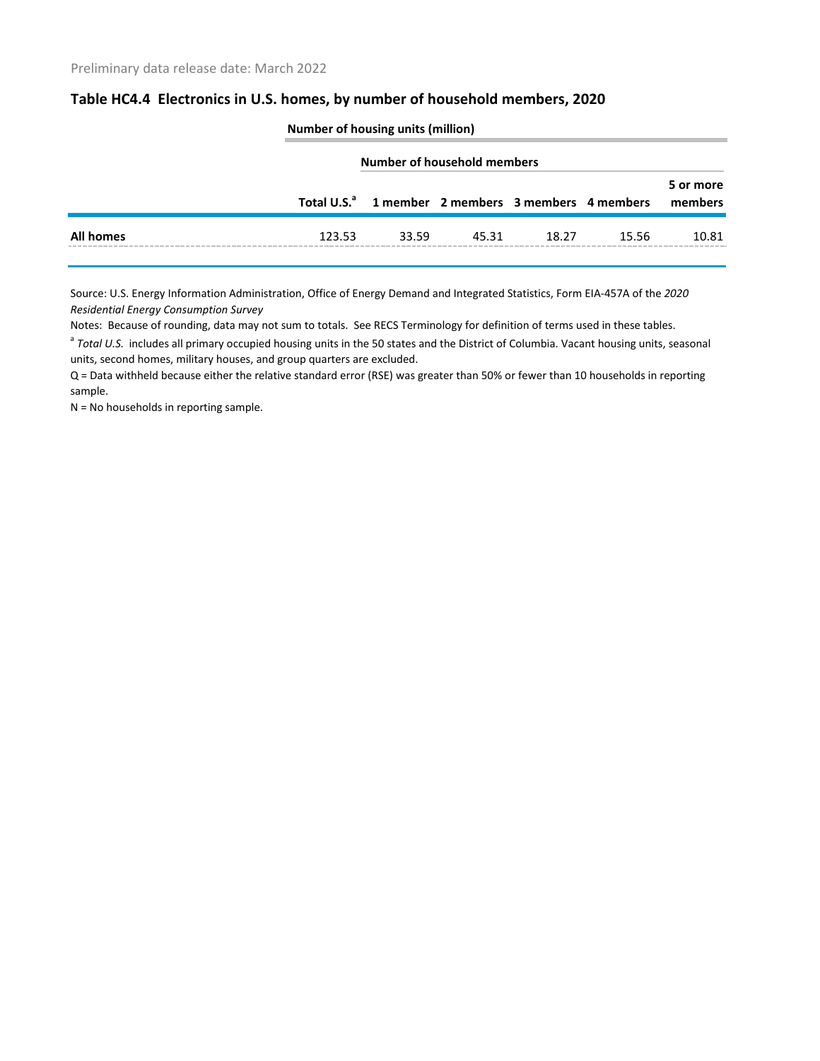Preliminary data release date: March 2022

## Table HC4.4 Electronics in U.S. homes, by number of household members, 2020

| | Number of housing units (million) | | | | | |
|---|---|---|---|---|---|---|
| | | Number of household members | | | | |
| | Total U.S.[a] | 1 member | 2 members | 3 members | 4 members | 5 or more members |
| **All homes** | 123.53 | 33.59 | 45.31 | 18.27 | 15.56 | 10.81 |

Source: U.S. Energy Information Administration, Office of Energy Demand and Integrated Statistics, Form EIA-457A of the *2020 Residential Energy Consumption Survey*

Notes: Because of rounding, data may not sum to totals. See RECS Terminology for definition of terms used in these tables.

[a] *Total U.S.* includes all primary occupied housing units in the 50 states and the District of Columbia. Vacant housing units, seasonal units, second homes, military houses, and group quarters are excluded.

Q = Data withheld because either the relative standard error (RSE) was greater than 50% or fewer than 10 households in reporting sample.

N = No households in reporting sample.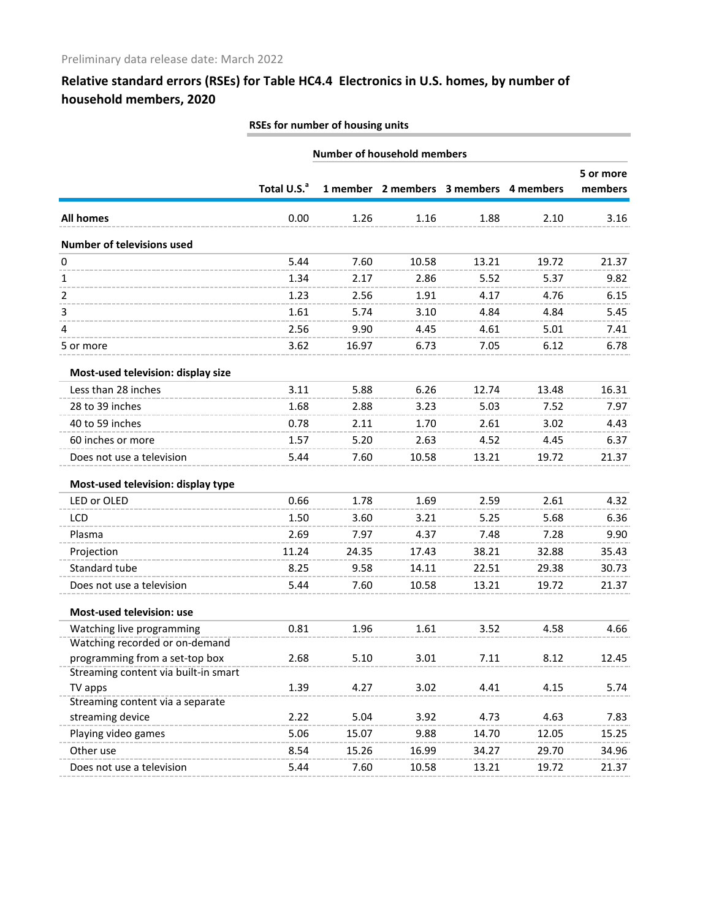Preliminary data release date: March 2022

## Relative standard errors (RSEs) for Table HC4.4 Electronics in U.S. homes, by number of household members, 2020

| | RSEs for number of housing units | | | | | |
|---|---|---|---|---|---|---|
| | | Number of household members | | | | |
| | Total U.S.[a] | 1 member | 2 members | 3 members | 4 members | 5 or more members |
| **All homes** | 0.00 | 1.26 | 1.16 | 1.88 | 2.10 | 3.16 |
| **Number of televisions used** | | | | | | |
| 0 | 5.44 | 7.60 | 10.58 | 13.21 | 19.72 | 21.37 |
| 1 | 1.34 | 2.17 | 2.86 | 5.52 | 5.37 | 9.82 |
| 2 | 1.23 | 2.56 | 1.91 | 4.17 | 4.76 | 6.15 |
| 3 | 1.61 | 5.74 | 3.10 | 4.84 | 4.84 | 5.45 |
| 4 | 2.56 | 9.90 | 4.45 | 4.61 | 5.01 | 7.41 |
| 5 or more | 3.62 | 16.97 | 6.73 | 7.05 | 6.12 | 6.78 |
| **Most-used television: display size** | | | | | | |
| Less than 28 inches | 3.11 | 5.88 | 6.26 | 12.74 | 13.48 | 16.31 |
| 28 to 39 inches | 1.68 | 2.88 | 3.23 | 5.03 | 7.52 | 7.97 |
| 40 to 59 inches | 0.78 | 2.11 | 1.70 | 2.61 | 3.02 | 4.43 |
| 60 inches or more | 1.57 | 5.20 | 2.63 | 4.52 | 4.45 | 6.37 |
| Does not use a television | 5.44 | 7.60 | 10.58 | 13.21 | 19.72 | 21.37 |
| **Most-used television: display type** | | | | | | |
| LED or OLED | 0.66 | 1.78 | 1.69 | 2.59 | 2.61 | 4.32 |
| LCD | 1.50 | 3.60 | 3.21 | 5.25 | 5.68 | 6.36 |
| Plasma | 2.69 | 7.97 | 4.37 | 7.48 | 7.28 | 9.90 |
| Projection | 11.24 | 24.35 | 17.43 | 38.21 | 32.88 | 35.43 |
| Standard tube | 8.25 | 9.58 | 14.11 | 22.51 | 29.38 | 30.73 |
| Does not use a television | 5.44 | 7.60 | 10.58 | 13.21 | 19.72 | 21.37 |
| **Most-used television: use** | | | | | | |
| Watching live programming | 0.81 | 1.96 | 1.61 | 3.52 | 4.58 | 4.66 |
| Watching recorded or on-demand programming from a set-top box | 2.68 | 5.10 | 3.01 | 7.11 | 8.12 | 12.45 |
| Streaming content via built-in smart TV apps | 1.39 | 4.27 | 3.02 | 4.41 | 4.15 | 5.74 |
| Streaming content via a separate streaming device | 2.22 | 5.04 | 3.92 | 4.73 | 4.63 | 7.83 |
| Playing video games | 5.06 | 15.07 | 9.88 | 14.70 | 12.05 | 15.25 |
| Other use | 8.54 | 15.26 | 16.99 | 34.27 | 29.70 | 34.96 |
| Does not use a television | 5.44 | 7.60 | 10.58 | 13.21 | 19.72 | 21.37 |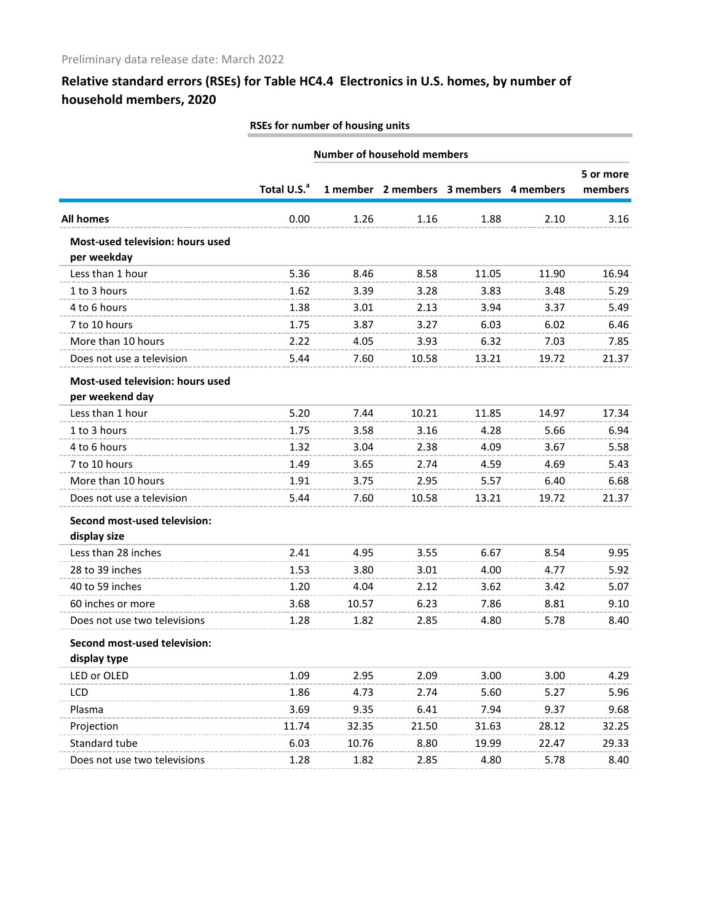Preliminary data release date: March 2022

## Relative standard errors (RSEs) for Table HC4.4 Electronics in U.S. homes, by number of household members, 2020

| | RSEs for number of housing units | | | | | |
|---|---|---|---|---|---|---|
| | | Number of household members | | | | |
| | Total U.S.[a] | 1 member | 2 members | 3 members | 4 members | 5 or more members |
| **All homes** | 0.00 | 1.26 | 1.16 | 1.88 | 2.10 | 3.16 |
| **Most-used television: hours used per weekday** | | | | | | |
| Less than 1 hour | 5.36 | 8.46 | 8.58 | 11.05 | 11.90 | 16.94 |
| 1 to 3 hours | 1.62 | 3.39 | 3.28 | 3.83 | 3.48 | 5.29 |
| 4 to 6 hours | 1.38 | 3.01 | 2.13 | 3.94 | 3.37 | 5.49 |
| 7 to 10 hours | 1.75 | 3.87 | 3.27 | 6.03 | 6.02 | 6.46 |
| More than 10 hours | 2.22 | 4.05 | 3.93 | 6.32 | 7.03 | 7.85 |
| Does not use a television | 5.44 | 7.60 | 10.58 | 13.21 | 19.72 | 21.37 |
| **Most-used television: hours used per weekend day** | | | | | | |
| Less than 1 hour | 5.20 | 7.44 | 10.21 | 11.85 | 14.97 | 17.34 |
| 1 to 3 hours | 1.75 | 3.58 | 3.16 | 4.28 | 5.66 | 6.94 |
| 4 to 6 hours | 1.32 | 3.04 | 2.38 | 4.09 | 3.67 | 5.58 |
| 7 to 10 hours | 1.49 | 3.65 | 2.74 | 4.59 | 4.69 | 5.43 |
| More than 10 hours | 1.91 | 3.75 | 2.95 | 5.57 | 6.40 | 6.68 |
| Does not use a television | 5.44 | 7.60 | 10.58 | 13.21 | 19.72 | 21.37 |
| **Second most-used television: display size** | | | | | | |
| Less than 28 inches | 2.41 | 4.95 | 3.55 | 6.67 | 8.54 | 9.95 |
| 28 to 39 inches | 1.53 | 3.80 | 3.01 | 4.00 | 4.77 | 5.92 |
| 40 to 59 inches | 1.20 | 4.04 | 2.12 | 3.62 | 3.42 | 5.07 |
| 60 inches or more | 3.68 | 10.57 | 6.23 | 7.86 | 8.81 | 9.10 |
| Does not use two televisions | 1.28 | 1.82 | 2.85 | 4.80 | 5.78 | 8.40 |
| **Second most-used television: display type** | | | | | | |
| LED or OLED | 1.09 | 2.95 | 2.09 | 3.00 | 3.00 | 4.29 |
| LCD | 1.86 | 4.73 | 2.74 | 5.60 | 5.27 | 5.96 |
| Plasma | 3.69 | 9.35 | 6.41 | 7.94 | 9.37 | 9.68 |
| Projection | 11.74 | 32.35 | 21.50 | 31.63 | 28.12 | 32.25 |
| Standard tube | 6.03 | 10.76 | 8.80 | 19.99 | 22.47 | 29.33 |
| Does not use two televisions | 1.28 | 1.82 | 2.85 | 4.80 | 5.78 | 8.40 |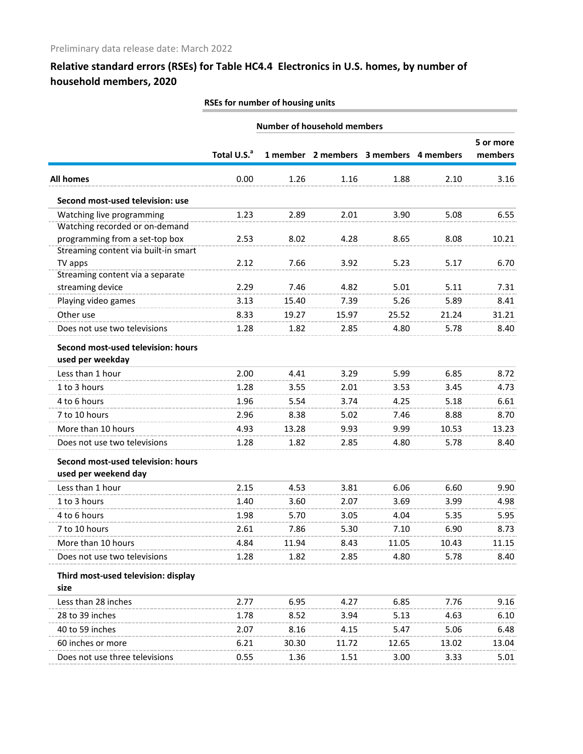Preliminary data release date: March 2022

## Relative standard errors (RSEs) for Table HC4.4 Electronics in U.S. homes, by number of household members, 2020

| | RSEs for number of housing units | | | | | |
|---|---|---|---|---|---|---|
| | | Number of household members | | | | |
| | Total U.S.[a] | 1 member | 2 members | 3 members | 4 members | 5 or more members |
| **All homes** | 0.00 | 1.26 | 1.16 | 1.88 | 2.10 | 3.16 |
| **Second most-used television: use** | | | | | | |
| Watching live programming | 1.23 | 2.89 | 2.01 | 3.90 | 5.08 | 6.55 |
| Watching recorded or on-demand programming from a set-top box | 2.53 | 8.02 | 4.28 | 8.65 | 8.08 | 10.21 |
| Streaming content via built-in smart TV apps | 2.12 | 7.66 | 3.92 | 5.23 | 5.17 | 6.70 |
| Streaming content via a separate streaming device | 2.29 | 7.46 | 4.82 | 5.01 | 5.11 | 7.31 |
| Playing video games | 3.13 | 15.40 | 7.39 | 5.26 | 5.89 | 8.41 |
| Other use | 8.33 | 19.27 | 15.97 | 25.52 | 21.24 | 31.21 |
| Does not use two televisions | 1.28 | 1.82 | 2.85 | 4.80 | 5.78 | 8.40 |
| **Second most-used television: hours used per weekday** | | | | | | |
| Less than 1 hour | 2.00 | 4.41 | 3.29 | 5.99 | 6.85 | 8.72 |
| 1 to 3 hours | 1.28 | 3.55 | 2.01 | 3.53 | 3.45 | 4.73 |
| 4 to 6 hours | 1.96 | 5.54 | 3.74 | 4.25 | 5.18 | 6.61 |
| 7 to 10 hours | 2.96 | 8.38 | 5.02 | 7.46 | 8.88 | 8.70 |
| More than 10 hours | 4.93 | 13.28 | 9.93 | 9.99 | 10.53 | 13.23 |
| Does not use two televisions | 1.28 | 1.82 | 2.85 | 4.80 | 5.78 | 8.40 |
| **Second most-used television: hours used per weekend day** | | | | | | |
| Less than 1 hour | 2.15 | 4.53 | 3.81 | 6.06 | 6.60 | 9.90 |
| 1 to 3 hours | 1.40 | 3.60 | 2.07 | 3.69 | 3.99 | 4.98 |
| 4 to 6 hours | 1.98 | 5.70 | 3.05 | 4.04 | 5.35 | 5.95 |
| 7 to 10 hours | 2.61 | 7.86 | 5.30 | 7.10 | 6.90 | 8.73 |
| More than 10 hours | 4.84 | 11.94 | 8.43 | 11.05 | 10.43 | 11.15 |
| Does not use two televisions | 1.28 | 1.82 | 2.85 | 4.80 | 5.78 | 8.40 |
| **Third most-used television: display size** | | | | | | |
| Less than 28 inches | 2.77 | 6.95 | 4.27 | 6.85 | 7.76 | 9.16 |
| 28 to 39 inches | 1.78 | 8.52 | 3.94 | 5.13 | 4.63 | 6.10 |
| 40 to 59 inches | 2.07 | 8.16 | 4.15 | 5.47 | 5.06 | 6.48 |
| 60 inches or more | 6.21 | 30.30 | 11.72 | 12.65 | 13.02 | 13.04 |
| Does not use three televisions | 0.55 | 1.36 | 1.51 | 3.00 | 3.33 | 5.01 |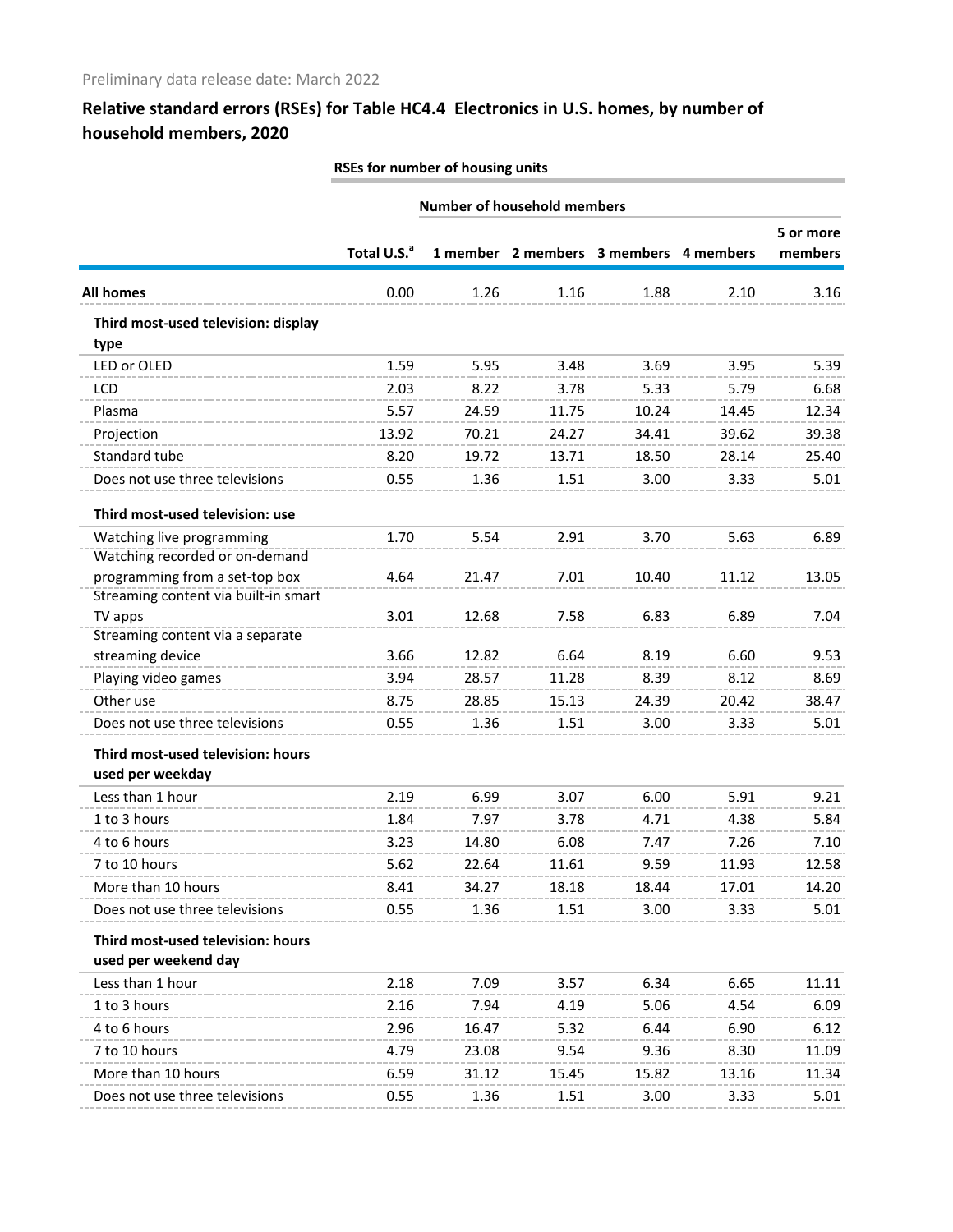Preliminary data release date: March 2022

## Relative standard errors (RSEs) for Table HC4.4 Electronics in U.S. homes, by number of household members, 2020

| | RSEs for number of housing units | | | | | |
|---|---|---|---|---|---|---|
| | | Number of household members | | | | |
| | Total U.S.[a] | 1 member | 2 members | 3 members | 4 members | 5 or more members |
| **All homes** | 0.00 | 1.26 | 1.16 | 1.88 | 2.10 | 3.16 |
| **Third most-used television: display type** | | | | | | |
| LED or OLED | 1.59 | 5.95 | 3.48 | 3.69 | 3.95 | 5.39 |
| LCD | 2.03 | 8.22 | 3.78 | 5.33 | 5.79 | 6.68 |
| Plasma | 5.57 | 24.59 | 11.75 | 10.24 | 14.45 | 12.34 |
| Projection | 13.92 | 70.21 | 24.27 | 34.41 | 39.62 | 39.38 |
| Standard tube | 8.20 | 19.72 | 13.71 | 18.50 | 28.14 | 25.40 |
| Does not use three televisions | 0.55 | 1.36 | 1.51 | 3.00 | 3.33 | 5.01 |
| **Third most-used television: use** | | | | | | |
| Watching live programming | 1.70 | 5.54 | 2.91 | 3.70 | 5.63 | 6.89 |
| Watching recorded or on-demand programming from a set-top box | 4.64 | 21.47 | 7.01 | 10.40 | 11.12 | 13.05 |
| Streaming content via built-in smart TV apps | 3.01 | 12.68 | 7.58 | 6.83 | 6.89 | 7.04 |
| Streaming content via a separate streaming device | 3.66 | 12.82 | 6.64 | 8.19 | 6.60 | 9.53 |
| Playing video games | 3.94 | 28.57 | 11.28 | 8.39 | 8.12 | 8.69 |
| Other use | 8.75 | 28.85 | 15.13 | 24.39 | 20.42 | 38.47 |
| Does not use three televisions | 0.55 | 1.36 | 1.51 | 3.00 | 3.33 | 5.01 |
| **Third most-used television: hours used per weekday** | | | | | | |
| Less than 1 hour | 2.19 | 6.99 | 3.07 | 6.00 | 5.91 | 9.21 |
| 1 to 3 hours | 1.84 | 7.97 | 3.78 | 4.71 | 4.38 | 5.84 |
| 4 to 6 hours | 3.23 | 14.80 | 6.08 | 7.47 | 7.26 | 7.10 |
| 7 to 10 hours | 5.62 | 22.64 | 11.61 | 9.59 | 11.93 | 12.58 |
| More than 10 hours | 8.41 | 34.27 | 18.18 | 18.44 | 17.01 | 14.20 |
| Does not use three televisions | 0.55 | 1.36 | 1.51 | 3.00 | 3.33 | 5.01 |
| **Third most-used television: hours used per weekend day** | | | | | | |
| Less than 1 hour | 2.18 | 7.09 | 3.57 | 6.34 | 6.65 | 11.11 |
| 1 to 3 hours | 2.16 | 7.94 | 4.19 | 5.06 | 4.54 | 6.09 |
| 4 to 6 hours | 2.96 | 16.47 | 5.32 | 6.44 | 6.90 | 6.12 |
| 7 to 10 hours | 4.79 | 23.08 | 9.54 | 9.36 | 8.30 | 11.09 |
| More than 10 hours | 6.59 | 31.12 | 15.45 | 15.82 | 13.16 | 11.34 |
| Does not use three televisions | 0.55 | 1.36 | 1.51 | 3.00 | 3.33 | 5.01 |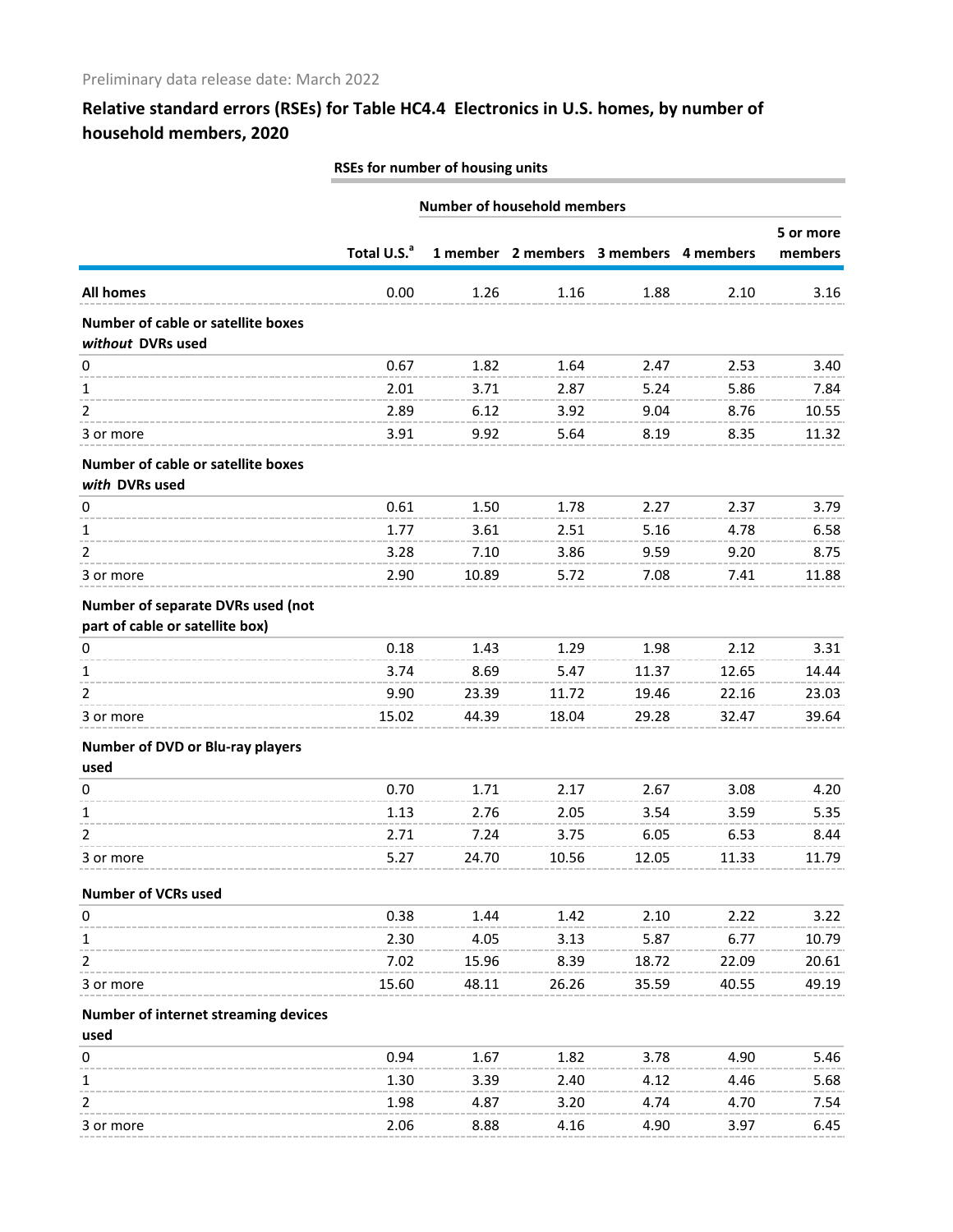Preliminary data release date: March 2022

## Relative standard errors (RSEs) for Table HC4.4 Electronics in U.S. homes, by number of household members, 2020

| | RSEs for number of housing units | | | | | |
|---|---|---|---|---|---|---|
| | | Number of household members | | | | |
| | Total U.S.[a] | 1 member | 2 members | 3 members | 4 members | 5 or more members |
| **All homes** | 0.00 | 1.26 | 1.16 | 1.88 | 2.10 | 3.16 |
| **Number of cable or satellite boxes *without* DVRs used** | | | | | | |
| 0 | 0.67 | 1.82 | 1.64 | 2.47 | 2.53 | 3.40 |
| 1 | 2.01 | 3.71 | 2.87 | 5.24 | 5.86 | 7.84 |
| 2 | 2.89 | 6.12 | 3.92 | 9.04 | 8.76 | 10.55 |
| 3 or more | 3.91 | 9.92 | 5.64 | 8.19 | 8.35 | 11.32 |
| **Number of cable or satellite boxes *with* DVRs used** | | | | | | |
| 0 | 0.61 | 1.50 | 1.78 | 2.27 | 2.37 | 3.79 |
| 1 | 1.77 | 3.61 | 2.51 | 5.16 | 4.78 | 6.58 |
| 2 | 3.28 | 7.10 | 3.86 | 9.59 | 9.20 | 8.75 |
| 3 or more | 2.90 | 10.89 | 5.72 | 7.08 | 7.41 | 11.88 |
| **Number of separate DVRs used (not part of cable or satellite box)** | | | | | | |
| 0 | 0.18 | 1.43 | 1.29 | 1.98 | 2.12 | 3.31 |
| 1 | 3.74 | 8.69 | 5.47 | 11.37 | 12.65 | 14.44 |
| 2 | 9.90 | 23.39 | 11.72 | 19.46 | 22.16 | 23.03 |
| 3 or more | 15.02 | 44.39 | 18.04 | 29.28 | 32.47 | 39.64 |
| **Number of DVD or Blu-ray players used** | | | | | | |
| 0 | 0.70 | 1.71 | 2.17 | 2.67 | 3.08 | 4.20 |
| 1 | 1.13 | 2.76 | 2.05 | 3.54 | 3.59 | 5.35 |
| 2 | 2.71 | 7.24 | 3.75 | 6.05 | 6.53 | 8.44 |
| 3 or more | 5.27 | 24.70 | 10.56 | 12.05 | 11.33 | 11.79 |
| **Number of VCRs used** | | | | | | |
| 0 | 0.38 | 1.44 | 1.42 | 2.10 | 2.22 | 3.22 |
| 1 | 2.30 | 4.05 | 3.13 | 5.87 | 6.77 | 10.79 |
| 2 | 7.02 | 15.96 | 8.39 | 18.72 | 22.09 | 20.61 |
| 3 or more | 15.60 | 48.11 | 26.26 | 35.59 | 40.55 | 49.19 |
| **Number of internet streaming devices used** | | | | | | |
| 0 | 0.94 | 1.67 | 1.82 | 3.78 | 4.90 | 5.46 |
| 1 | 1.30 | 3.39 | 2.40 | 4.12 | 4.46 | 5.68 |
| 2 | 1.98 | 4.87 | 3.20 | 4.74 | 4.70 | 7.54 |
| 3 or more | 2.06 | 8.88 | 4.16 | 4.90 | 3.97 | 6.45 |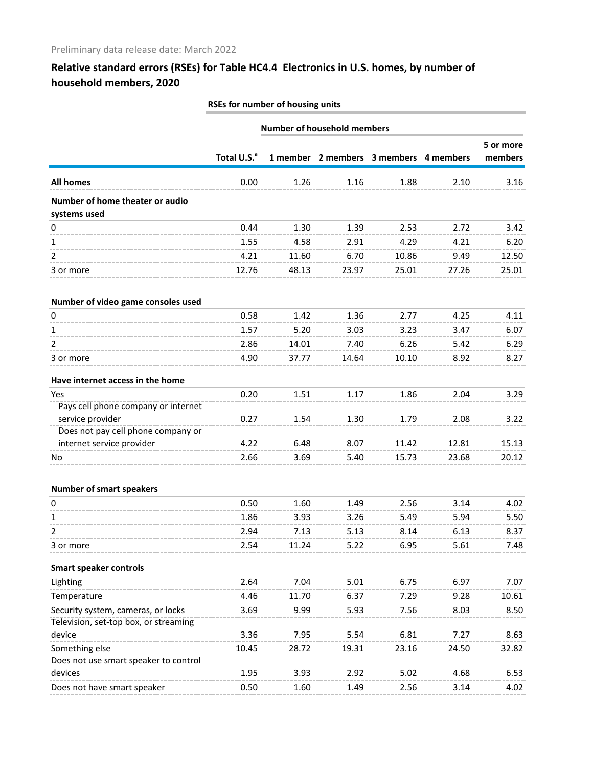Preliminary data release date: March 2022

## Relative standard errors (RSEs) for Table HC4.4 Electronics in U.S. homes, by number of household members, 2020

| | RSEs for number of housing units | | | | | |
|---|---|---|---|---|---|---|
| | | Number of household members | | | | |
| | Total U.S.[a] | 1 member | 2 members | 3 members | 4 members | 5 or more members |
| **All homes** | 0.00 | 1.26 | 1.16 | 1.88 | 2.10 | 3.16 |
| **Number of home theater or audio systems used** | | | | | | |
| 0 | 0.44 | 1.30 | 1.39 | 2.53 | 2.72 | 3.42 |
| 1 | 1.55 | 4.58 | 2.91 | 4.29 | 4.21 | 6.20 |
| 2 | 4.21 | 11.60 | 6.70 | 10.86 | 9.49 | 12.50 |
| 3 or more | 12.76 | 48.13 | 23.97 | 25.01 | 27.26 | 25.01 |
| **Number of video game consoles used** | | | | | | |
| 0 | 0.58 | 1.42 | 1.36 | 2.77 | 4.25 | 4.11 |
| 1 | 1.57 | 5.20 | 3.03 | 3.23 | 3.47 | 6.07 |
| 2 | 2.86 | 14.01 | 7.40 | 6.26 | 5.42 | 6.29 |
| 3 or more | 4.90 | 37.77 | 14.64 | 10.10 | 8.92 | 8.27 |
| **Have internet access in the home** | | | | | | |
| Yes | 0.20 | 1.51 | 1.17 | 1.86 | 2.04 | 3.29 |
| Pays cell phone company or internet service provider | 0.27 | 1.54 | 1.30 | 1.79 | 2.08 | 3.22 |
| Does not pay cell phone company or internet service provider | 4.22 | 6.48 | 8.07 | 11.42 | 12.81 | 15.13 |
| No | 2.66 | 3.69 | 5.40 | 15.73 | 23.68 | 20.12 |
| **Number of smart speakers** | | | | | | |
| 0 | 0.50 | 1.60 | 1.49 | 2.56 | 3.14 | 4.02 |
| 1 | 1.86 | 3.93 | 3.26 | 5.49 | 5.94 | 5.50 |
| 2 | 2.94 | 7.13 | 5.13 | 8.14 | 6.13 | 8.37 |
| 3 or more | 2.54 | 11.24 | 5.22 | 6.95 | 5.61 | 7.48 |
| **Smart speaker controls** | | | | | | |
| Lighting | 2.64 | 7.04 | 5.01 | 6.75 | 6.97 | 7.07 |
| Temperature | 4.46 | 11.70 | 6.37 | 7.29 | 9.28 | 10.61 |
| Security system, cameras, or locks | 3.69 | 9.99 | 5.93 | 7.56 | 8.03 | 8.50 |
| Television, set-top box, or streaming device | 3.36 | 7.95 | 5.54 | 6.81 | 7.27 | 8.63 |
| Something else | 10.45 | 28.72 | 19.31 | 23.16 | 24.50 | 32.82 |
| Does not use smart speaker to control devices | 1.95 | 3.93 | 2.92 | 5.02 | 4.68 | 6.53 |
| Does not have smart speaker | 0.50 | 1.60 | 1.49 | 2.56 | 3.14 | 4.02 |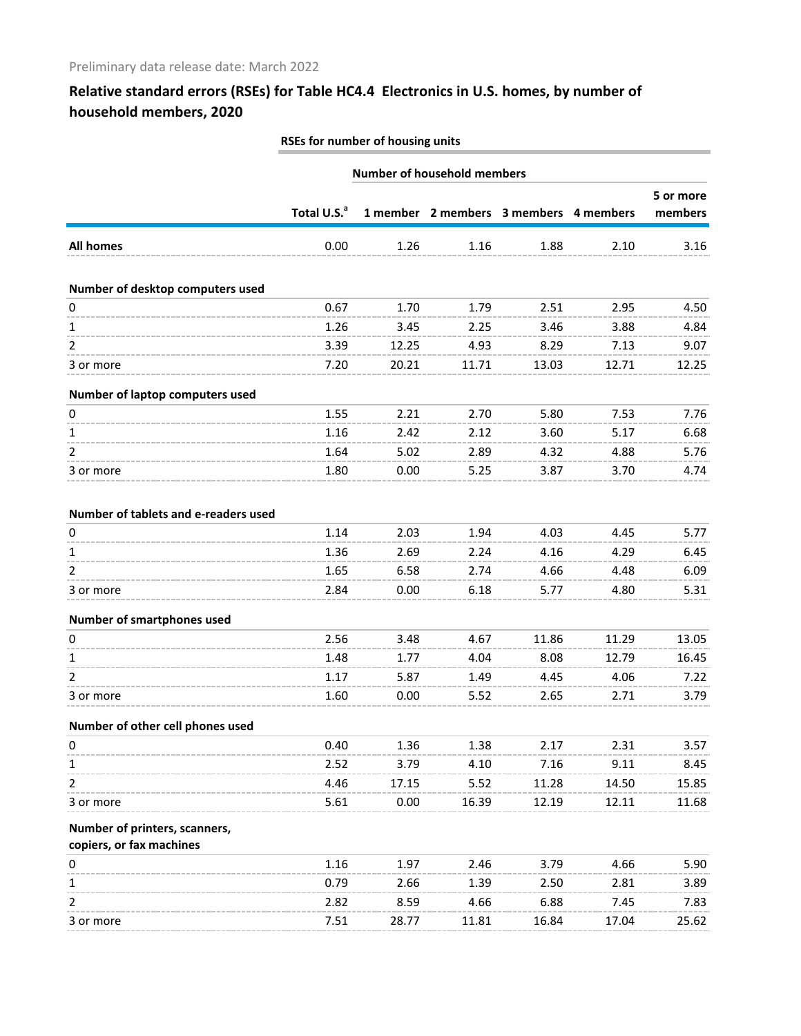Preliminary data release date: March 2022

## Relative standard errors (RSEs) for Table HC4.4 Electronics in U.S. homes, by number of household members, 2020

| | RSEs for number of housing units | | | | | |
|---|---|---|---|---|---|---|
| | | Number of household members | | | | |
| | Total U.S.[a] | 1 member | 2 members | 3 members | 4 members | 5 or more members |
| **All homes** | 0.00 | 1.26 | 1.16 | 1.88 | 2.10 | 3.16 |
| **Number of desktop computers used** | | | | | | |
| 0 | 0.67 | 1.70 | 1.79 | 2.51 | 2.95 | 4.50 |
| 1 | 1.26 | 3.45 | 2.25 | 3.46 | 3.88 | 4.84 |
| 2 | 3.39 | 12.25 | 4.93 | 8.29 | 7.13 | 9.07 |
| 3 or more | 7.20 | 20.21 | 11.71 | 13.03 | 12.71 | 12.25 |
| **Number of laptop computers used** | | | | | | |
| 0 | 1.55 | 2.21 | 2.70 | 5.80 | 7.53 | 7.76 |
| 1 | 1.16 | 2.42 | 2.12 | 3.60 | 5.17 | 6.68 |
| 2 | 1.64 | 5.02 | 2.89 | 4.32 | 4.88 | 5.76 |
| 3 or more | 1.80 | 0.00 | 5.25 | 3.87 | 3.70 | 4.74 |
| **Number of tablets and e-readers used** | | | | | | |
| 0 | 1.14 | 2.03 | 1.94 | 4.03 | 4.45 | 5.77 |
| 1 | 1.36 | 2.69 | 2.24 | 4.16 | 4.29 | 6.45 |
| 2 | 1.65 | 6.58 | 2.74 | 4.66 | 4.48 | 6.09 |
| 3 or more | 2.84 | 0.00 | 6.18 | 5.77 | 4.80 | 5.31 |
| **Number of smartphones used** | | | | | | |
| 0 | 2.56 | 3.48 | 4.67 | 11.86 | 11.29 | 13.05 |
| 1 | 1.48 | 1.77 | 4.04 | 8.08 | 12.79 | 16.45 |
| 2 | 1.17 | 5.87 | 1.49 | 4.45 | 4.06 | 7.22 |
| 3 or more | 1.60 | 0.00 | 5.52 | 2.65 | 2.71 | 3.79 |
| **Number of other cell phones used** | | | | | | |
| 0 | 0.40 | 1.36 | 1.38 | 2.17 | 2.31 | 3.57 |
| 1 | 2.52 | 3.79 | 4.10 | 7.16 | 9.11 | 8.45 |
| 2 | 4.46 | 17.15 | 5.52 | 11.28 | 14.50 | 15.85 |
| 3 or more | 5.61 | 0.00 | 16.39 | 12.19 | 12.11 | 11.68 |
| **Number of printers, scanners, copiers, or fax machines** | | | | | | |
| 0 | 1.16 | 1.97 | 2.46 | 3.79 | 4.66 | 5.90 |
| 1 | 0.79 | 2.66 | 1.39 | 2.50 | 2.81 | 3.89 |
| 2 | 2.82 | 8.59 | 4.66 | 6.88 | 7.45 | 7.83 |
| 3 or more | 7.51 | 28.77 | 11.81 | 16.84 | 17.04 | 25.62 |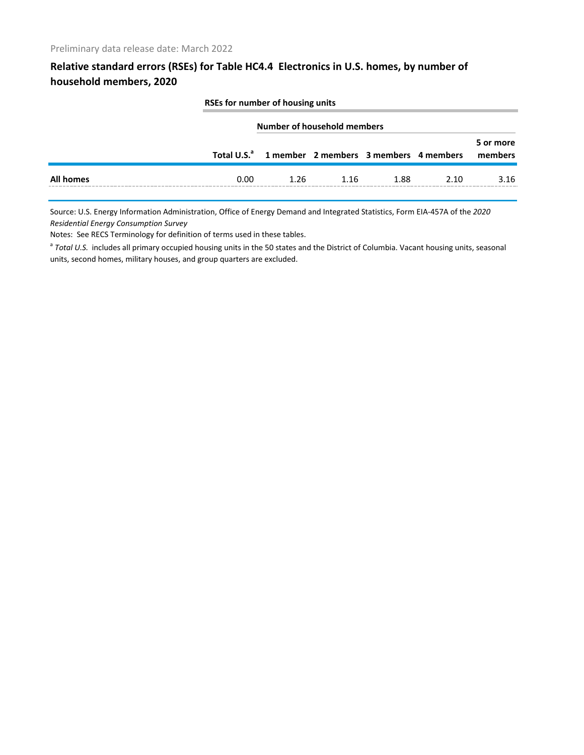Preliminary data release date: March 2022

## Relative standard errors (RSEs) for Table HC4.4 Electronics in U.S. homes, by number of household members, 2020

| | RSEs for number of housing units | | | | | |
|---|---|---|---|---|---|---|
| | | Number of household members | | | | |
| | Total U.S.[a] | 1 member | 2 members | 3 members | 4 members | 5 or more members |
| **All homes** | 0.00 | 1.26 | 1.16 | 1.88 | 2.10 | 3.16 |

Source: U.S. Energy Information Administration, Office of Energy Demand and Integrated Statistics, Form EIA-457A of the *2020 Residential Energy Consumption Survey*

Notes: See RECS Terminology for definition of terms used in these tables.

[a] *Total U.S.* includes all primary occupied housing units in the 50 states and the District of Columbia. Vacant housing units, seasonal units, second homes, military houses, and group quarters are excluded.